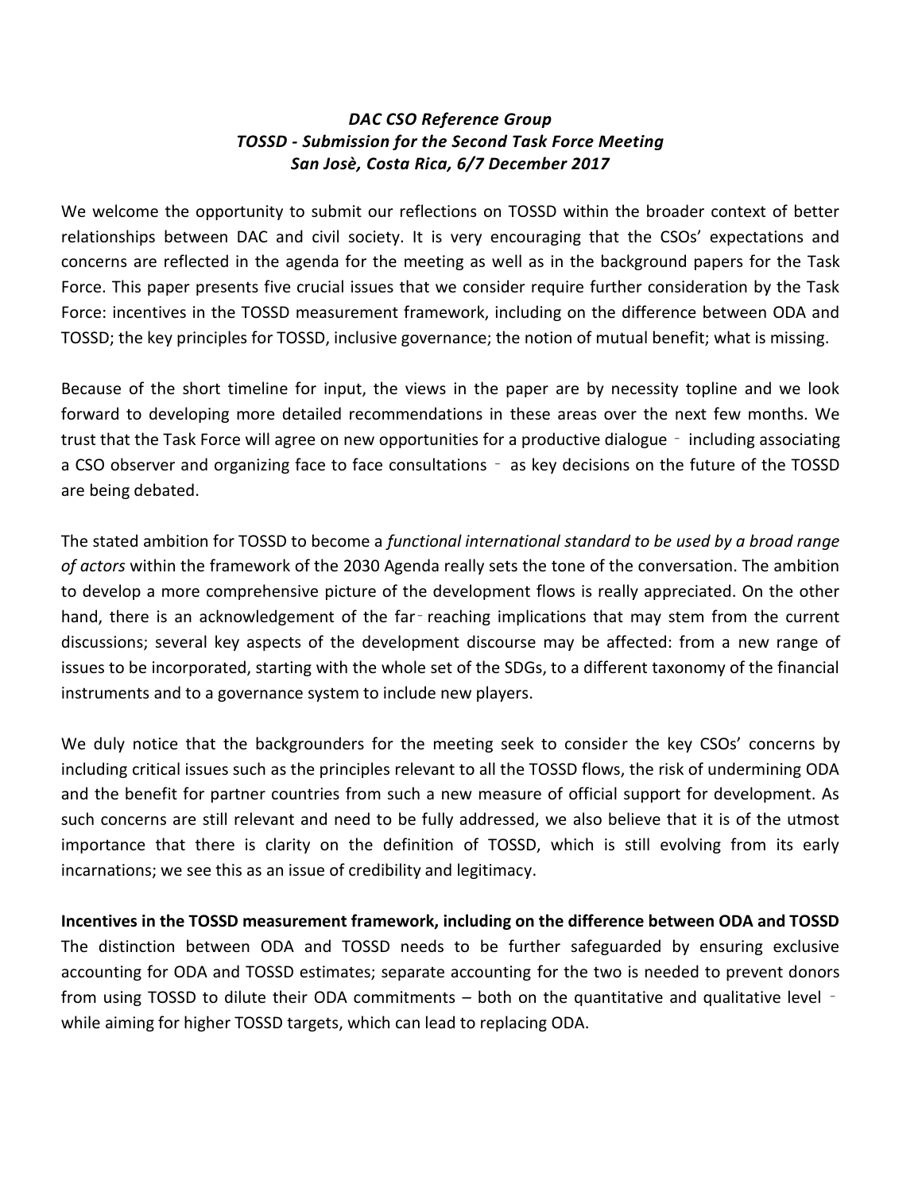***DAC CSO Reference Group***
***TOSSD - Submission for the Second Task Force Meeting***
***San Josè, Costa Rica, 6/7 December 2017***

We welcome the opportunity to submit our reflections on TOSSD within the broader context of better relationships between DAC and civil society. It is very encouraging that the CSOs' expectations and concerns are reflected in the agenda for the meeting as well as in the background papers for the Task Force. This paper presents five crucial issues that we consider require further consideration by the Task Force: incentives in the TOSSD measurement framework, including on the difference between ODA and TOSSD; the key principles for TOSSD, inclusive governance; the notion of mutual benefit; what is missing.

Because of the short timeline for input, the views in the paper are by necessity topline and we look forward to developing more detailed recommendations in these areas over the next few months. We trust that the Task Force will agree on new opportunities for a productive dialogue ‐ including associating a CSO observer and organizing face to face consultations ‐ as key decisions on the future of the TOSSD are being debated.

The stated ambition for TOSSD to become a *functional international standard to be used by a broad range of actors* within the framework of the 2030 Agenda really sets the tone of the conversation. The ambition to develop a more comprehensive picture of the development flows is really appreciated. On the other hand, there is an acknowledgement of the far‐reaching implications that may stem from the current discussions; several key aspects of the development discourse may be affected: from a new range of issues to be incorporated, starting with the whole set of the SDGs, to a different taxonomy of the financial instruments and to a governance system to include new players.

We duly notice that the backgrounders for the meeting seek to consider the key CSOs' concerns by including critical issues such as the principles relevant to all the TOSSD flows, the risk of undermining ODA and the benefit for partner countries from such a new measure of official support for development. As such concerns are still relevant and need to be fully addressed, we also believe that it is of the utmost importance that there is clarity on the definition of TOSSD, which is still evolving from its early incarnations; we see this as an issue of credibility and legitimacy.

**Incentives in the TOSSD measurement framework, including on the difference between ODA and TOSSD**

The distinction between ODA and TOSSD needs to be further safeguarded by ensuring exclusive accounting for ODA and TOSSD estimates; separate accounting for the two is needed to prevent donors from using TOSSD to dilute their ODA commitments – both on the quantitative and qualitative level ‐ while aiming for higher TOSSD targets, which can lead to replacing ODA.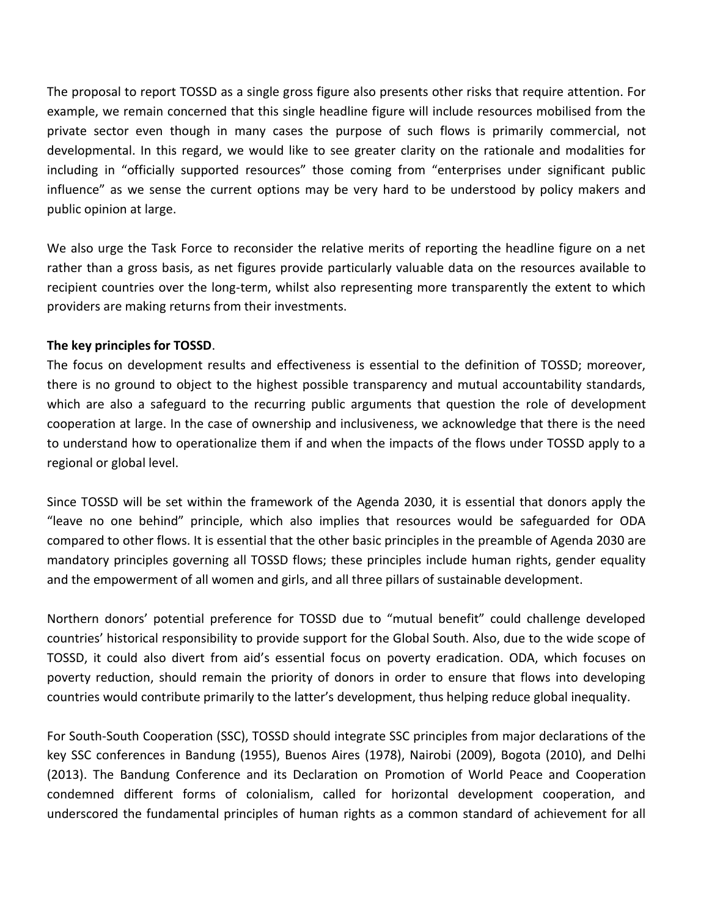The proposal to report TOSSD as a single gross figure also presents other risks that require attention. For example, we remain concerned that this single headline figure will include resources mobilised from the private sector even though in many cases the purpose of such flows is primarily commercial, not developmental. In this regard, we would like to see greater clarity on the rationale and modalities for including in "officially supported resources" those coming from "enterprises under significant public influence" as we sense the current options may be very hard to be understood by policy makers and public opinion at large.

We also urge the Task Force to reconsider the relative merits of reporting the headline figure on a net rather than a gross basis, as net figures provide particularly valuable data on the resources available to recipient countries over the long-term, whilst also representing more transparently the extent to which providers are making returns from their investments.

**The key principles for TOSSD**.

The focus on development results and effectiveness is essential to the definition of TOSSD; moreover, there is no ground to object to the highest possible transparency and mutual accountability standards, which are also a safeguard to the recurring public arguments that question the role of development cooperation at large. In the case of ownership and inclusiveness, we acknowledge that there is the need to understand how to operationalize them if and when the impacts of the flows under TOSSD apply to a regional or global level.

Since TOSSD will be set within the framework of the Agenda 2030, it is essential that donors apply the "leave no one behind" principle, which also implies that resources would be safeguarded for ODA compared to other flows. It is essential that the other basic principles in the preamble of Agenda 2030 are mandatory principles governing all TOSSD flows; these principles include human rights, gender equality and the empowerment of all women and girls, and all three pillars of sustainable development.

Northern donors' potential preference for TOSSD due to "mutual benefit" could challenge developed countries' historical responsibility to provide support for the Global South. Also, due to the wide scope of TOSSD, it could also divert from aid's essential focus on poverty eradication. ODA, which focuses on poverty reduction, should remain the priority of donors in order to ensure that flows into developing countries would contribute primarily to the latter's development, thus helping reduce global inequality.

For South-South Cooperation (SSC), TOSSD should integrate SSC principles from major declarations of the key SSC conferences in Bandung (1955), Buenos Aires (1978), Nairobi (2009), Bogota (2010), and Delhi (2013). The Bandung Conference and its Declaration on Promotion of World Peace and Cooperation condemned different forms of colonialism, called for horizontal development cooperation, and underscored the fundamental principles of human rights as a common standard of achievement for all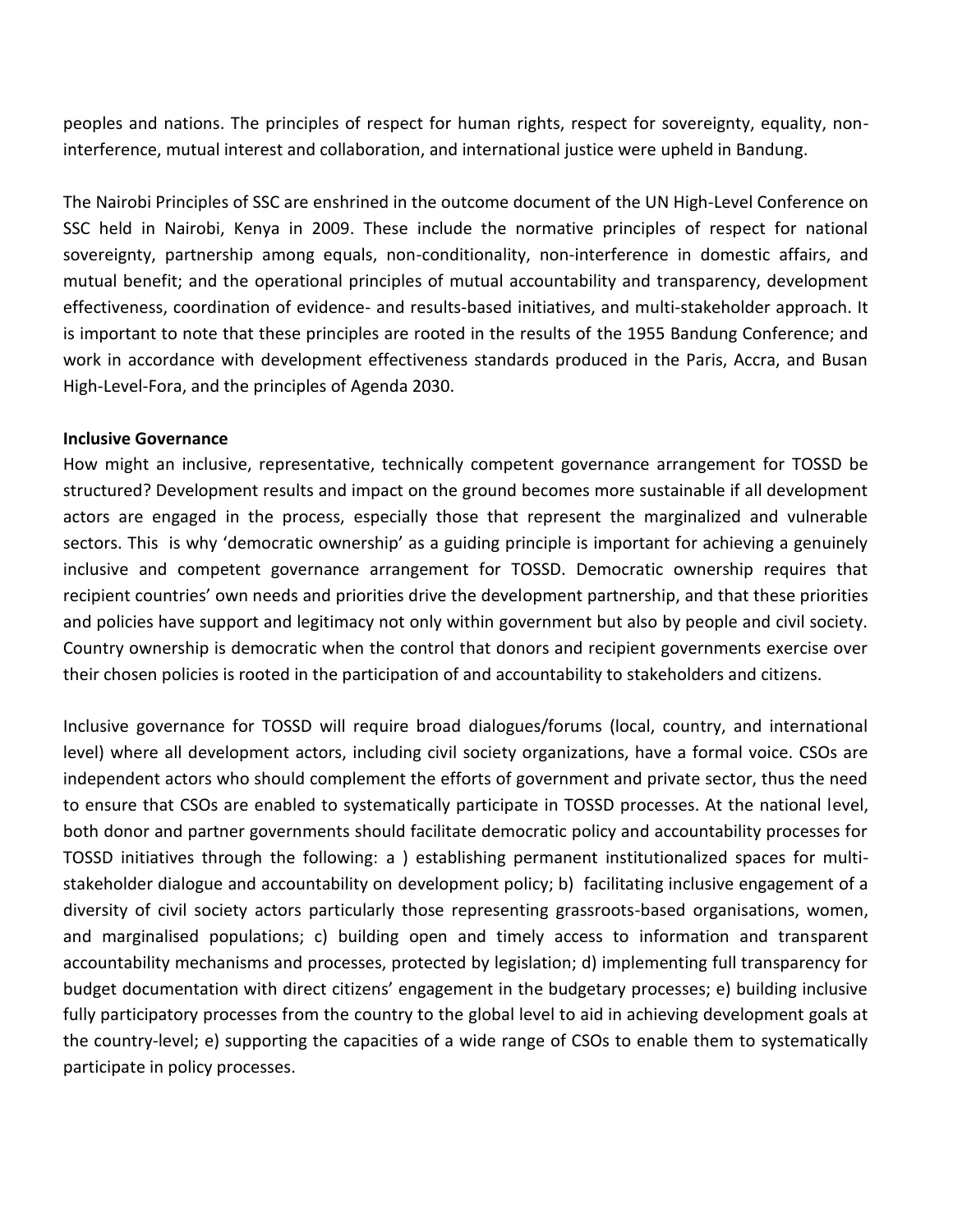peoples and nations. The principles of respect for human rights, respect for sovereignty, equality, non-interference, mutual interest and collaboration, and international justice were upheld in Bandung.

The Nairobi Principles of SSC are enshrined in the outcome document of the UN High-Level Conference on SSC held in Nairobi, Kenya in 2009. These include the normative principles of respect for national sovereignty, partnership among equals, non-conditionality, non-interference in domestic affairs, and mutual benefit; and the operational principles of mutual accountability and transparency, development effectiveness, coordination of evidence- and results-based initiatives, and multi-stakeholder approach. It is important to note that these principles are rooted in the results of the 1955 Bandung Conference; and work in accordance with development effectiveness standards produced in the Paris, Accra, and Busan High-Level-Fora, and the principles of Agenda 2030.

**Inclusive Governance**

How might an inclusive, representative, technically competent governance arrangement for TOSSD be structured? Development results and impact on the ground becomes more sustainable if all development actors are engaged in the process, especially those that represent the marginalized and vulnerable sectors. This is why 'democratic ownership' as a guiding principle is important for achieving a genuinely inclusive and competent governance arrangement for TOSSD. Democratic ownership requires that recipient countries' own needs and priorities drive the development partnership, and that these priorities and policies have support and legitimacy not only within government but also by people and civil society. Country ownership is democratic when the control that donors and recipient governments exercise over their chosen policies is rooted in the participation of and accountability to stakeholders and citizens.

Inclusive governance for TOSSD will require broad dialogues/forums (local, country, and international level) where all development actors, including civil society organizations, have a formal voice. CSOs are independent actors who should complement the efforts of government and private sector, thus the need to ensure that CSOs are enabled to systematically participate in TOSSD processes. At the national level, both donor and partner governments should facilitate democratic policy and accountability processes for TOSSD initiatives through the following: a ) establishing permanent institutionalized spaces for multi-stakeholder dialogue and accountability on development policy; b) facilitating inclusive engagement of a diversity of civil society actors particularly those representing grassroots-based organisations, women, and marginalised populations; c) building open and timely access to information and transparent accountability mechanisms and processes, protected by legislation; d) implementing full transparency for budget documentation with direct citizens' engagement in the budgetary processes; e) building inclusive fully participatory processes from the country to the global level to aid in achieving development goals at the country-level; e) supporting the capacities of a wide range of CSOs to enable them to systematically participate in policy processes.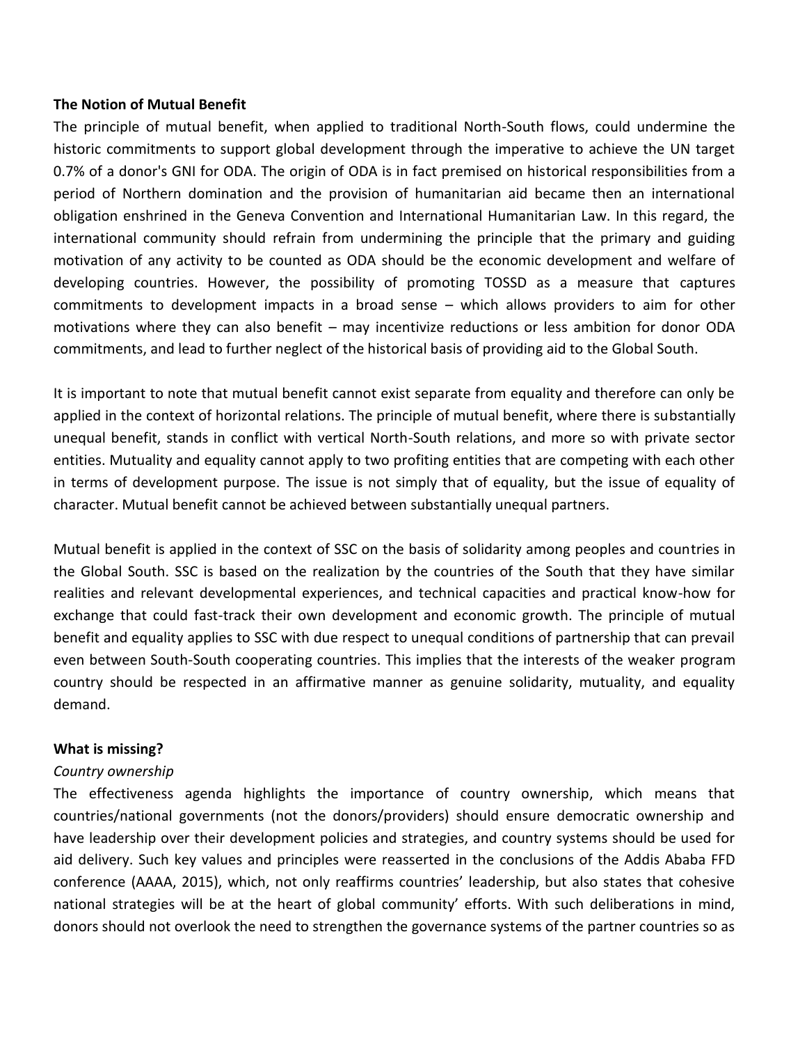**The Notion of Mutual Benefit**

The principle of mutual benefit, when applied to traditional North-South flows, could undermine the historic commitments to support global development through the imperative to achieve the UN target 0.7% of a donor's GNI for ODA. The origin of ODA is in fact premised on historical responsibilities from a period of Northern domination and the provision of humanitarian aid became then an international obligation enshrined in the Geneva Convention and International Humanitarian Law. In this regard, the international community should refrain from undermining the principle that the primary and guiding motivation of any activity to be counted as ODA should be the economic development and welfare of developing countries. However, the possibility of promoting TOSSD as a measure that captures commitments to development impacts in a broad sense – which allows providers to aim for other motivations where they can also benefit – may incentivize reductions or less ambition for donor ODA commitments, and lead to further neglect of the historical basis of providing aid to the Global South.

It is important to note that mutual benefit cannot exist separate from equality and therefore can only be applied in the context of horizontal relations. The principle of mutual benefit, where there is substantially unequal benefit, stands in conflict with vertical North-South relations, and more so with private sector entities. Mutuality and equality cannot apply to two profiting entities that are competing with each other in terms of development purpose. The issue is not simply that of equality, but the issue of equality of character. Mutual benefit cannot be achieved between substantially unequal partners.

Mutual benefit is applied in the context of SSC on the basis of solidarity among peoples and countries in the Global South. SSC is based on the realization by the countries of the South that they have similar realities and relevant developmental experiences, and technical capacities and practical know-how for exchange that could fast-track their own development and economic growth. The principle of mutual benefit and equality applies to SSC with due respect to unequal conditions of partnership that can prevail even between South-South cooperating countries. This implies that the interests of the weaker program country should be respected in an affirmative manner as genuine solidarity, mutuality, and equality demand.

**What is missing?**

*Country ownership*

The effectiveness agenda highlights the importance of country ownership, which means that countries/national governments (not the donors/providers) should ensure democratic ownership and have leadership over their development policies and strategies, and country systems should be used for aid delivery. Such key values and principles were reasserted in the conclusions of the Addis Ababa FFD conference (AAAA, 2015), which, not only reaffirms countries' leadership, but also states that cohesive national strategies will be at the heart of global community' efforts. With such deliberations in mind, donors should not overlook the need to strengthen the governance systems of the partner countries so as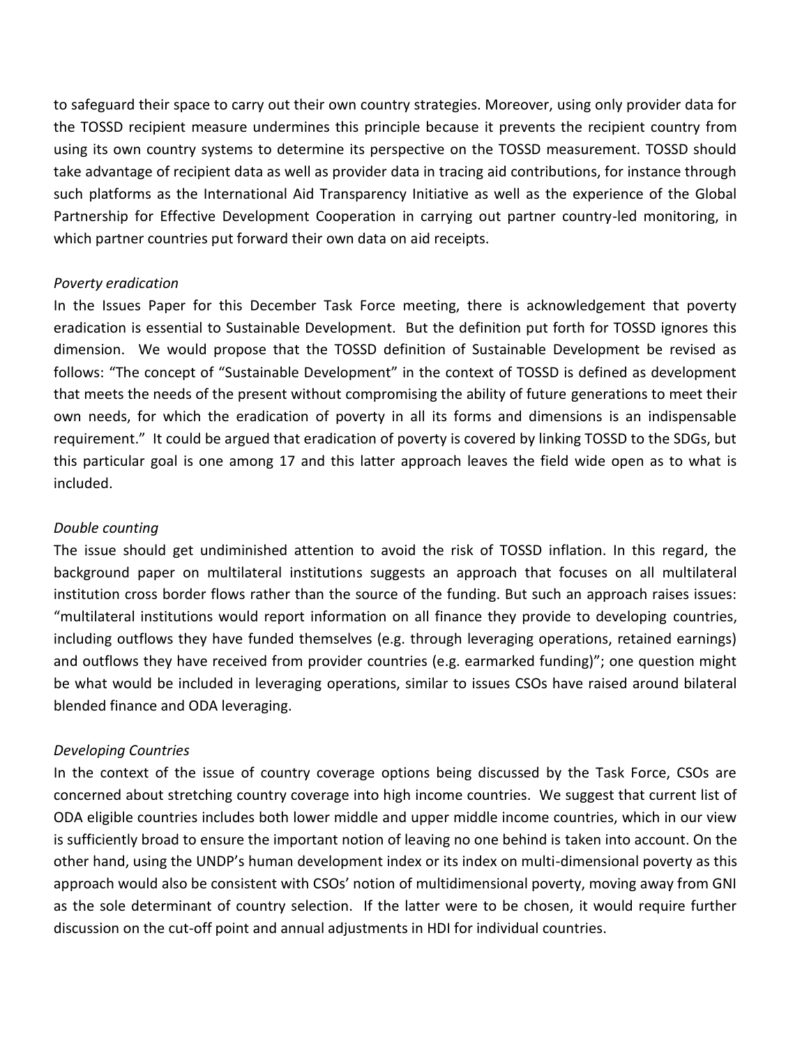to safeguard their space to carry out their own country strategies. Moreover, using only provider data for the TOSSD recipient measure undermines this principle because it prevents the recipient country from using its own country systems to determine its perspective on the TOSSD measurement. TOSSD should take advantage of recipient data as well as provider data in tracing aid contributions, for instance through such platforms as the International Aid Transparency Initiative as well as the experience of the Global Partnership for Effective Development Cooperation in carrying out partner country-led monitoring, in which partner countries put forward their own data on aid receipts.

*Poverty eradication*

In the Issues Paper for this December Task Force meeting, there is acknowledgement that poverty eradication is essential to Sustainable Development. But the definition put forth for TOSSD ignores this dimension. We would propose that the TOSSD definition of Sustainable Development be revised as follows: "The concept of "Sustainable Development" in the context of TOSSD is defined as development that meets the needs of the present without compromising the ability of future generations to meet their own needs, for which the eradication of poverty in all its forms and dimensions is an indispensable requirement." It could be argued that eradication of poverty is covered by linking TOSSD to the SDGs, but this particular goal is one among 17 and this latter approach leaves the field wide open as to what is included.

*Double counting*

The issue should get undiminished attention to avoid the risk of TOSSD inflation. In this regard, the background paper on multilateral institutions suggests an approach that focuses on all multilateral institution cross border flows rather than the source of the funding. But such an approach raises issues: "multilateral institutions would report information on all finance they provide to developing countries, including outflows they have funded themselves (e.g. through leveraging operations, retained earnings) and outflows they have received from provider countries (e.g. earmarked funding)"; one question might be what would be included in leveraging operations, similar to issues CSOs have raised around bilateral blended finance and ODA leveraging.

*Developing Countries*

In the context of the issue of country coverage options being discussed by the Task Force, CSOs are concerned about stretching country coverage into high income countries. We suggest that current list of ODA eligible countries includes both lower middle and upper middle income countries, which in our view is sufficiently broad to ensure the important notion of leaving no one behind is taken into account. On the other hand, using the UNDP's human development index or its index on multi-dimensional poverty as this approach would also be consistent with CSOs' notion of multidimensional poverty, moving away from GNI as the sole determinant of country selection. If the latter were to be chosen, it would require further discussion on the cut-off point and annual adjustments in HDI for individual countries.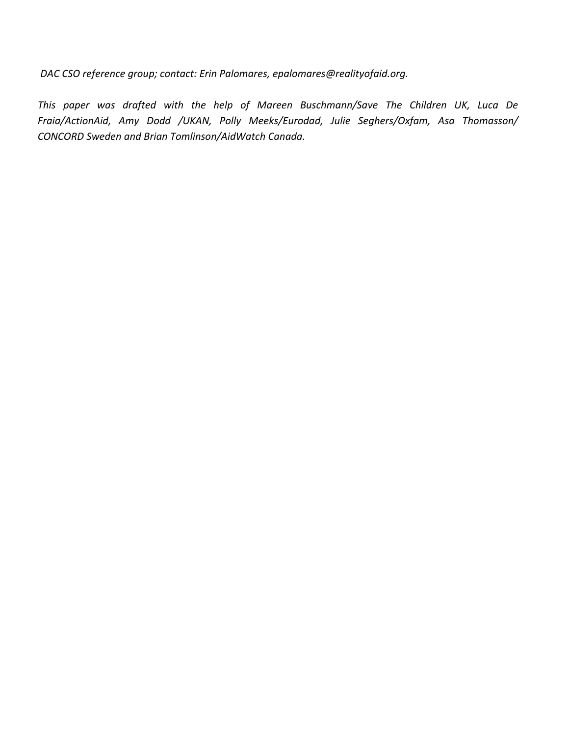*DAC CSO reference group; contact: Erin Palomares, epalomares@realityofaid.org.*

*This paper was drafted with the help of Mareen Buschmann/Save The Children UK, Luca De Fraia/ActionAid, Amy Dodd /UKAN, Polly Meeks/Eurodad, Julie Seghers/Oxfam, Asa Thomasson/ CONCORD Sweden and Brian Tomlinson/AidWatch Canada.*